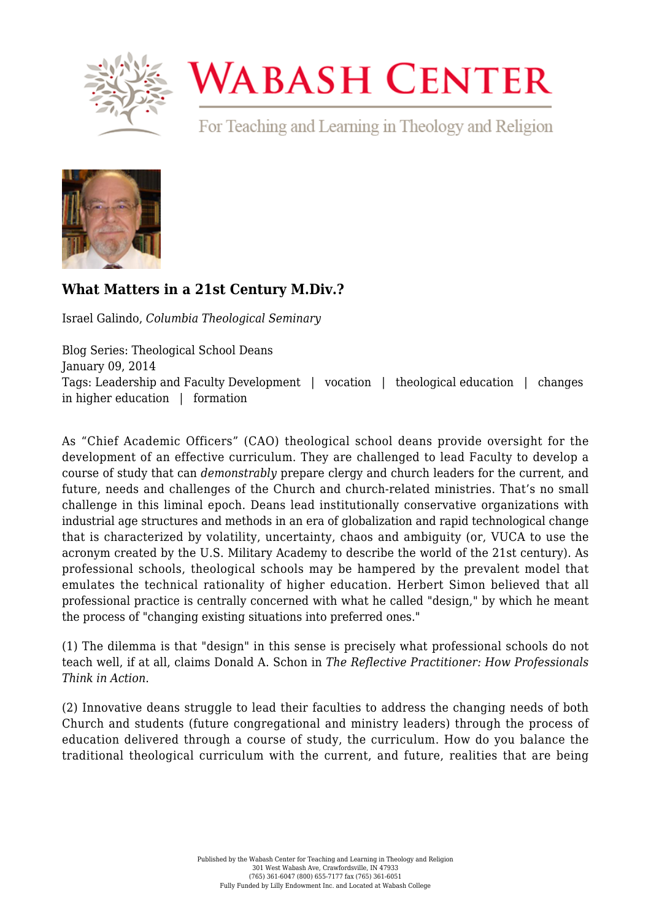# WABASH CENTER

For Teaching and Learning in Theology and Religion

### What Matters in a 21st Century M.Div.?

Israel Galindo, *Columbia Theological Seminary*

Blog Series: Theological School Deans
January 09, 2014
Tags: Leadership and Faculty Development | vocation | theological education | changes in higher education | formation

As "Chief Academic Officers" (CAO) theological school deans provide oversight for the development of an effective curriculum. They are challenged to lead Faculty to develop a course of study that can *demonstrably* prepare clergy and church leaders for the current, and future, needs and challenges of the Church and church-related ministries. That's no small challenge in this liminal epoch. Deans lead institutionally conservative organizations with industrial age structures and methods in an era of globalization and rapid technological change that is characterized by volatility, uncertainty, chaos and ambiguity (or, VUCA to use the acronym created by the U.S. Military Academy to describe the world of the 21st century). As professional schools, theological schools may be hampered by the prevalent model that emulates the technical rationality of higher education. Herbert Simon believed that all professional practice is centrally concerned with what he called "design," by which he meant the process of "changing existing situations into preferred ones."

(1) The dilemma is that "design" in this sense is precisely what professional schools do not teach well, if at all, claims Donald A. Schon in *The Reflective Practitioner: How Professionals Think in Action*.

(2) Innovative deans struggle to lead their faculties to address the changing needs of both Church and students (future congregational and ministry leaders) through the process of education delivered through a course of study, the curriculum. How do you balance the traditional theological curriculum with the current, and future, realities that are being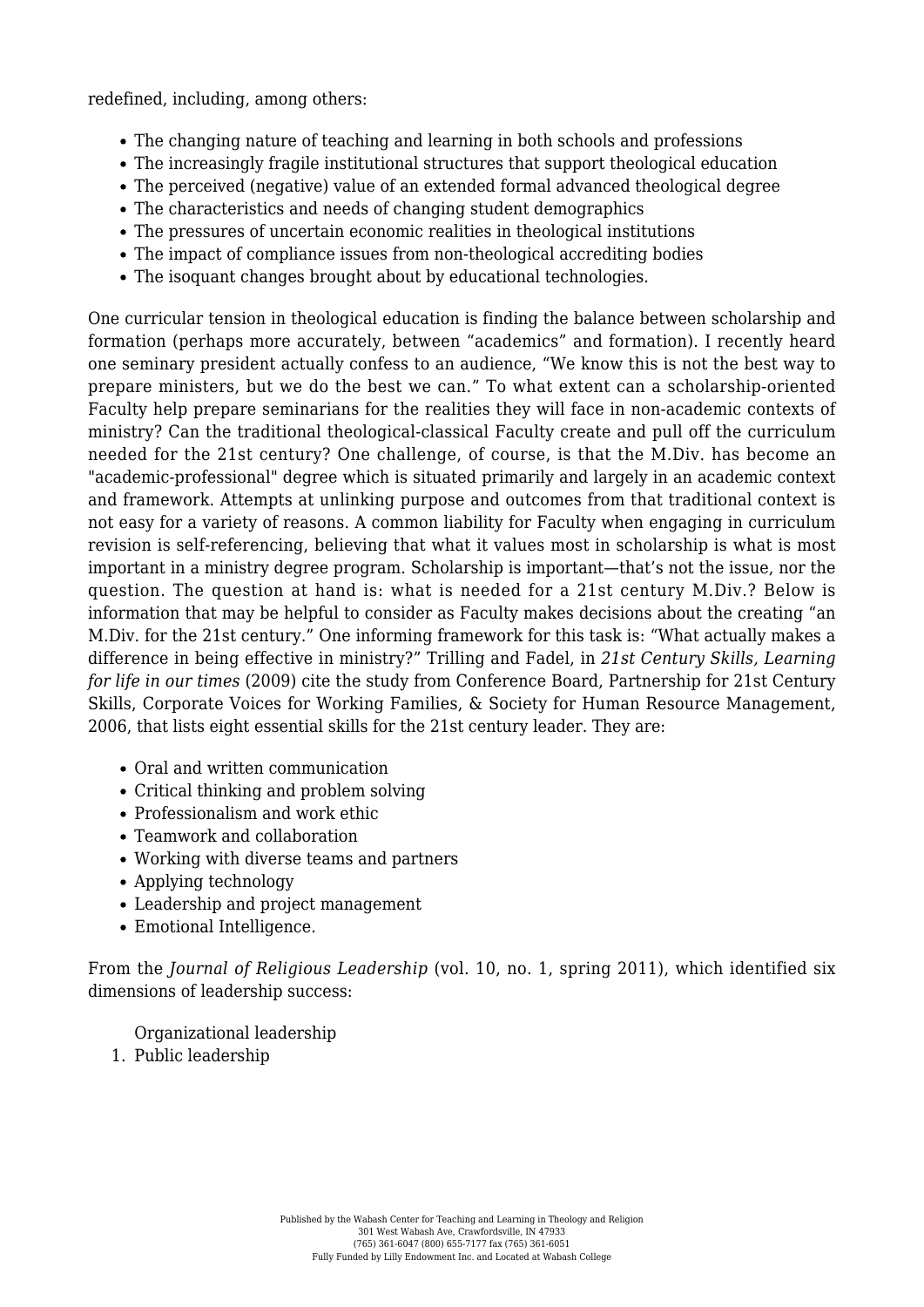redefined, including, among others:

- The changing nature of teaching and learning in both schools and professions
- The increasingly fragile institutional structures that support theological education
- The perceived (negative) value of an extended formal advanced theological degree
- The characteristics and needs of changing student demographics
- The pressures of uncertain economic realities in theological institutions
- The impact of compliance issues from non-theological accrediting bodies
- The isoquant changes brought about by educational technologies.

One curricular tension in theological education is finding the balance between scholarship and formation (perhaps more accurately, between "academics" and formation). I recently heard one seminary president actually confess to an audience, "We know this is not the best way to prepare ministers, but we do the best we can." To what extent can a scholarship-oriented Faculty help prepare seminarians for the realities they will face in non-academic contexts of ministry? Can the traditional theological-classical Faculty create and pull off the curriculum needed for the 21st century? One challenge, of course, is that the M.Div. has become an "academic-professional" degree which is situated primarily and largely in an academic context and framework. Attempts at unlinking purpose and outcomes from that traditional context is not easy for a variety of reasons. A common liability for Faculty when engaging in curriculum revision is self-referencing, believing that what it values most in scholarship is what is most important in a ministry degree program. Scholarship is important—that's not the issue, nor the question. The question at hand is: what is needed for a 21st century M.Div.? Below is information that may be helpful to consider as Faculty makes decisions about the creating "an M.Div. for the 21st century." One informing framework for this task is: "What actually makes a difference in being effective in ministry?" Trilling and Fadel, in *21st Century Skills, Learning for life in our times* (2009) cite the study from Conference Board, Partnership for 21st Century Skills, Corporate Voices for Working Families, & Society for Human Resource Management, 2006, that lists eight essential skills for the 21st century leader. They are:

- Oral and written communication
- Critical thinking and problem solving
- Professionalism and work ethic
- Teamwork and collaboration
- Working with diverse teams and partners
- Applying technology
- Leadership and project management
- Emotional Intelligence.

From the *Journal of Religious Leadership* (vol. 10, no. 1, spring 2011), which identified six dimensions of leadership success:

Organizational leadership

1. Public leadership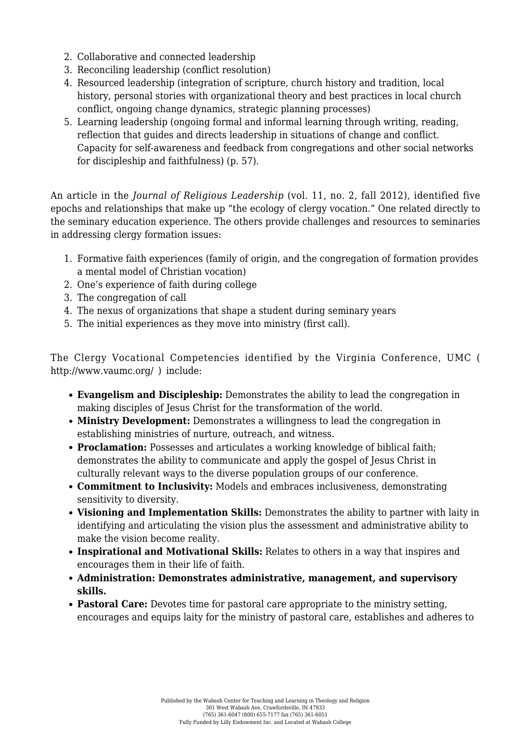2. Collaborative and connected leadership
3. Reconciling leadership (conflict resolution)
4. Resourced leadership (integration of scripture, church history and tradition, local history, personal stories with organizational theory and best practices in local church conflict, ongoing change dynamics, strategic planning processes)
5. Learning leadership (ongoing formal and informal learning through writing, reading, reflection that guides and directs leadership in situations of change and conflict. Capacity for self-awareness and feedback from congregations and other social networks for discipleship and faithfulness) (p. 57).

An article in the *Journal of Religious Leadership* (vol. 11, no. 2, fall 2012), identified five epochs and relationships that make up "the ecology of clergy vocation." One related directly to the seminary education experience. The others provide challenges and resources to seminaries in addressing clergy formation issues:

1. Formative faith experiences (family of origin, and the congregation of formation provides a mental model of Christian vocation)
2. One's experience of faith during college
3. The congregation of call
4. The nexus of organizations that shape a student during seminary years
5. The initial experiences as they move into ministry (first call).

The Clergy Vocational Competencies identified by the Virginia Conference, UMC ( http://www.vaumc.org/ ) include:

- **Evangelism and Discipleship:** Demonstrates the ability to lead the congregation in making disciples of Jesus Christ for the transformation of the world.
- **Ministry Development:** Demonstrates a willingness to lead the congregation in establishing ministries of nurture, outreach, and witness.
- **Proclamation:** Possesses and articulates a working knowledge of biblical faith; demonstrates the ability to communicate and apply the gospel of Jesus Christ in culturally relevant ways to the diverse population groups of our conference.
- **Commitment to Inclusivity:** Models and embraces inclusiveness, demonstrating sensitivity to diversity.
- **Visioning and Implementation Skills:** Demonstrates the ability to partner with laity in identifying and articulating the vision plus the assessment and administrative ability to make the vision become reality.
- **Inspirational and Motivational Skills:** Relates to others in a way that inspires and encourages them in their life of faith.
- **Administration: Demonstrates administrative, management, and supervisory skills.**
- **Pastoral Care:** Devotes time for pastoral care appropriate to the ministry setting, encourages and equips laity for the ministry of pastoral care, establishes and adheres to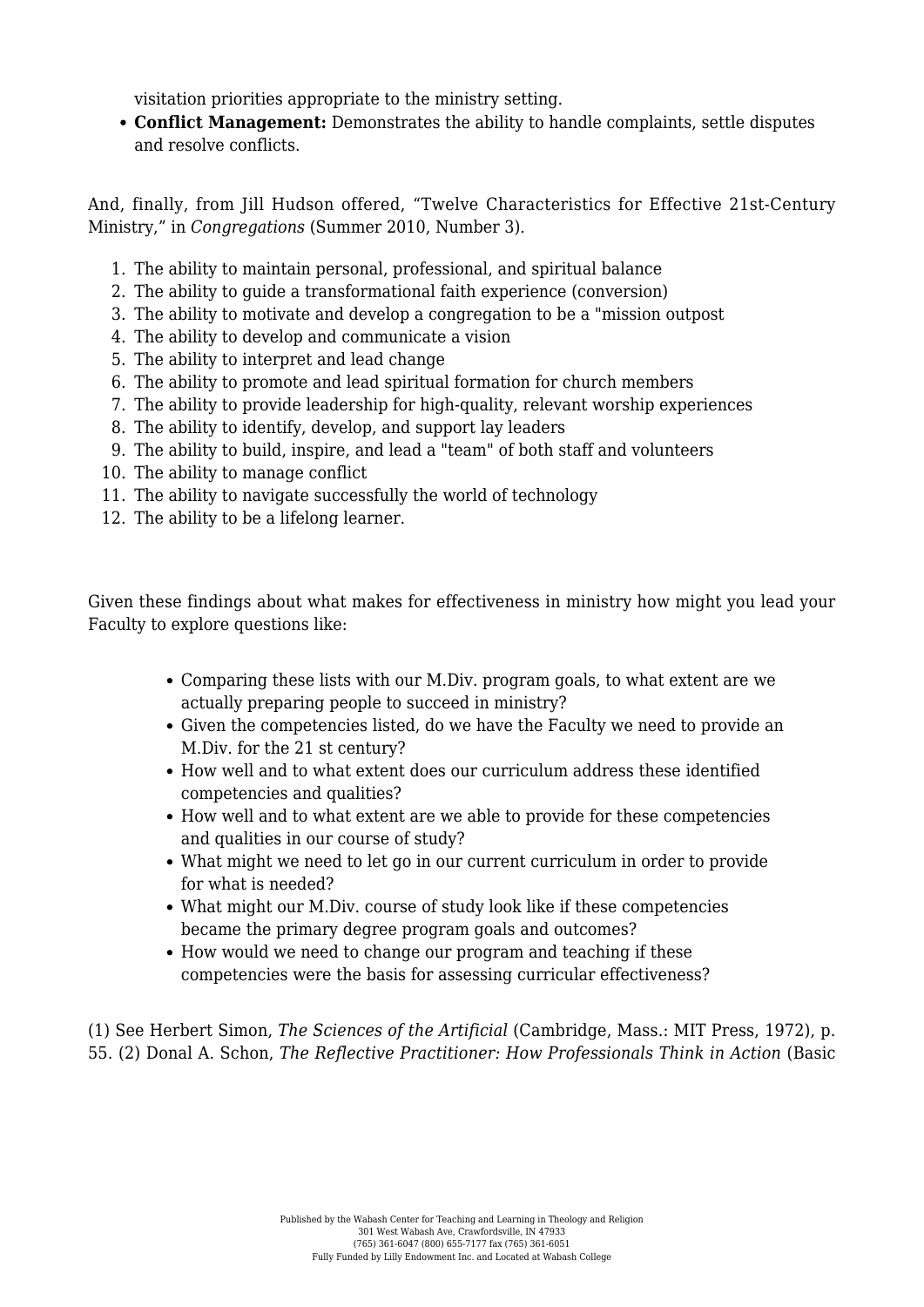visitation priorities appropriate to the ministry setting.

- **Conflict Management:** Demonstrates the ability to handle complaints, settle disputes and resolve conflicts.

And, finally, from Jill Hudson offered, “Twelve Characteristics for Effective 21st-Century Ministry,” in *Congregations* (Summer 2010, Number 3).

1. The ability to maintain personal, professional, and spiritual balance
2. The ability to guide a transformational faith experience (conversion)
3. The ability to motivate and develop a congregation to be a "mission outpost
4. The ability to develop and communicate a vision
5. The ability to interpret and lead change
6. The ability to promote and lead spiritual formation for church members
7. The ability to provide leadership for high-quality, relevant worship experiences
8. The ability to identify, develop, and support lay leaders
9. The ability to build, inspire, and lead a "team" of both staff and volunteers
10. The ability to manage conflict
11. The ability to navigate successfully the world of technology
12. The ability to be a lifelong learner.

Given these findings about what makes for effectiveness in ministry how might you lead your Faculty to explore questions like:

- Comparing these lists with our M.Div. program goals, to what extent are we actually preparing people to succeed in ministry?
- Given the competencies listed, do we have the Faculty we need to provide an M.Div. for the 21 st century?
- How well and to what extent does our curriculum address these identified competencies and qualities?
- How well and to what extent are we able to provide for these competencies and qualities in our course of study?
- What might we need to let go in our current curriculum in order to provide for what is needed?
- What might our M.Div. course of study look like if these competencies became the primary degree program goals and outcomes?
- How would we need to change our program and teaching if these competencies were the basis for assessing curricular effectiveness?

(1) See Herbert Simon, *The Sciences of the Artificial* (Cambridge, Mass.: MIT Press, 1972), p. 55. (2) Donal A. Schon, *The Reflective Practitioner: How Professionals Think in Action* (Basic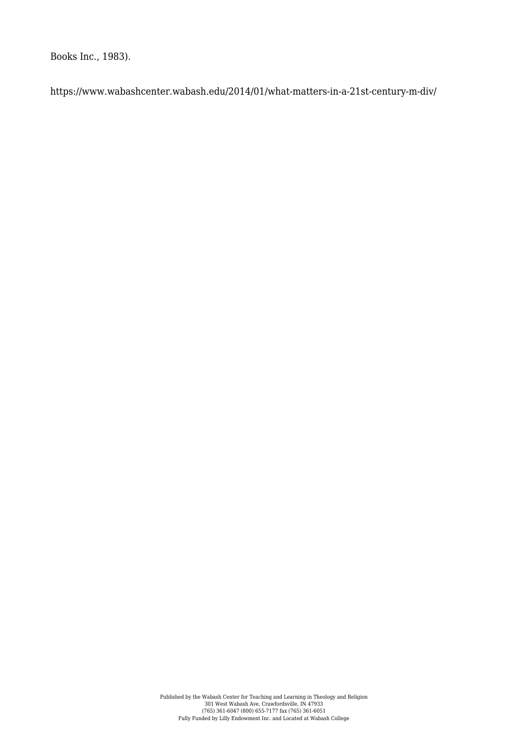Books Inc., 1983).

https://www.wabashcenter.wabash.edu/2014/01/what-matters-in-a-21st-century-m-div/